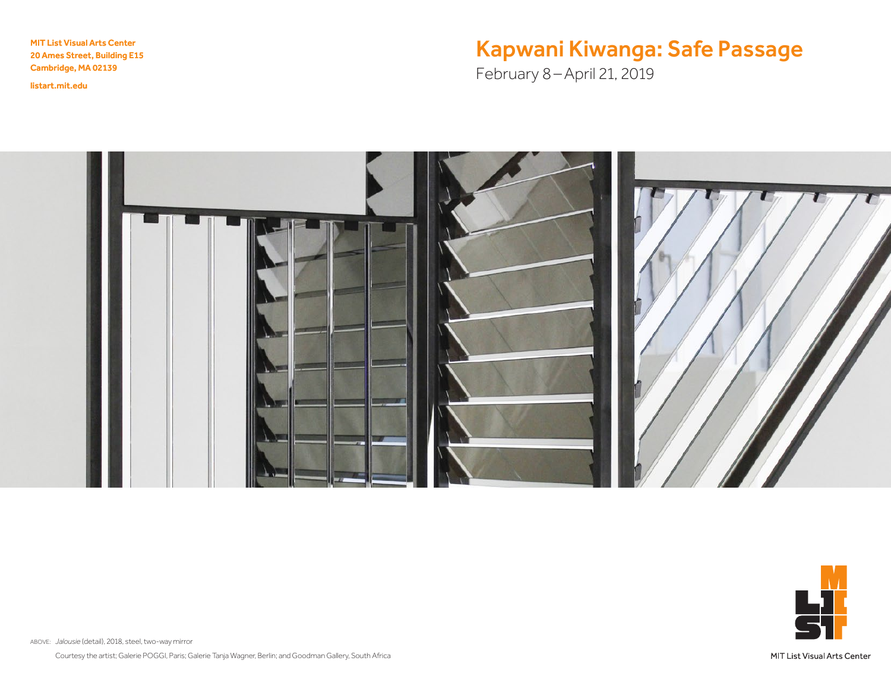**MIT List Visual Arts Center**
**20 Ames Street, Building E15**
**Cambridge, MA 02139**

**listart.mit.edu**

# Kapwani Kiwanga: Safe Passage

February 8 – April 21, 2019

ABOVE: *Jalousie* (detail), 2018, steel, two-way mirror

Courtesy the artist; Galerie POGGI, Paris; Galerie Tanja Wagner, Berlin; and Goodman Gallery, South Africa

MIT List Visual Arts Center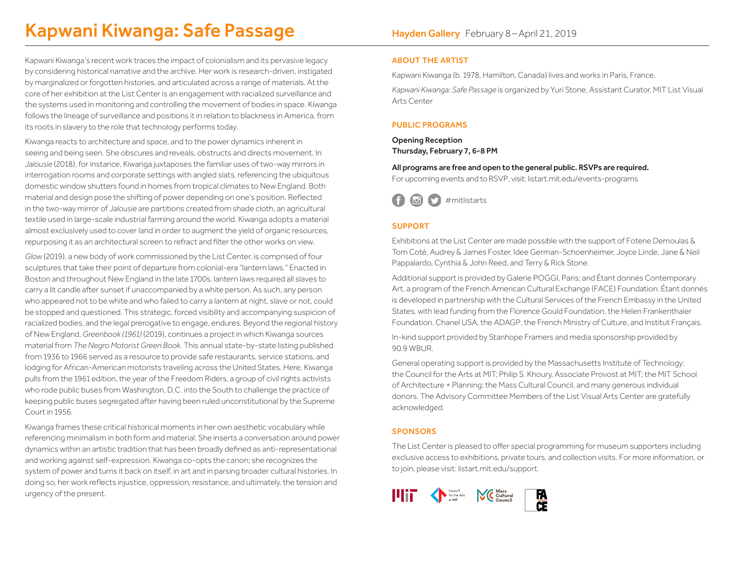# Kapwani Kiwanga: Safe Passage

**Hayden Gallery** February 8 – April 21, 2019

Kapwani Kiwanga's recent work traces the impact of colonialism and its pervasive legacy by considering historical narrative and the archive. Her work is research-driven, instigated by marginalized or forgotten histories, and articulated across a range of materials. At the core of her exhibition at the List Center is an engagement with racialized surveillance and the systems used in monitoring and controlling the movement of bodies in space. Kiwanga follows the lineage of surveillance and positions it in relation to blackness in America, from its roots in slavery to the role that technology performs today.

Kiwanga reacts to architecture and space, and to the power dynamics inherent in seeing and being seen. She obscures and reveals, obstructs and directs movement. In *Jalousie* (2018), for instance, Kiwanga juxtaposes the familiar uses of two-way mirrors in interrogation rooms and corporate settings with angled slats, referencing the ubiquitous domestic window shutters found in homes from tropical climates to New England. Both material and design pose the shifting of power depending on one's position. Reflected in the two-way mirror of *Jalousie* are partitions created from shade cloth, an agricultural textile used in large-scale industrial farming around the world. Kiwanga adopts a material almost exclusively used to cover land in order to augment the yield of organic resources, repurposing it as an architectural screen to refract and filter the other works on view.

*Glow* (2019), a new body of work commissioned by the List Center, is comprised of four sculptures that take their point of departure from colonial-era "lantern laws." Enacted in Boston and throughout New England in the late 1700s, lantern laws required all slaves to carry a lit candle after sunset if unaccompanied by a white person. As such, any person who appeared not to be white and who failed to carry a lantern at night, slave or not, could be stopped and questioned. This strategic, forced visibility and accompanying suspicion of racialized bodies, and the legal prerogative to engage, endures. Beyond the regional history of New England, *Greenbook (1961)* (2019), continues a project in which Kiwanga sources material from *The Negro Motorist Green Book*. This annual state-by-state listing published from 1936 to 1966 served as a resource to provide safe restaurants, service stations, and lodging for African-American motorists traveling across the United States. Here, Kiwanga pulls from the 1961 edition, the year of the Freedom Riders, a group of civil rights activists who rode public buses from Washington, D.C. into the South to challenge the practice of keeping public buses segregated after having been ruled unconstitutional by the Supreme Court in 1956.

Kiwanga frames these critical historical moments in her own aesthetic vocabulary while referencing minimalism in both form and material. She inserts a conversation around power dynamics within an artistic tradition that has been broadly defined as anti-representational and working against self-expression. Kiwanga co-opts the canon; she recognizes the system of power and turns it back on itself, in art and in parsing broader cultural histories. In doing so, her work reflects injustice, oppression, resistance, and ultimately, the tension and urgency of the present.

## ABOUT THE ARTIST

Kapwani Kiwanga (b. 1978, Hamilton, Canada) lives and works in Paris, France.

*Kapwani Kiwanga: Safe Passage* is organized by Yuri Stone, Assistant Curator, MIT List Visual Arts Center

## PUBLIC PROGRAMS

**Opening Reception**
**Thursday, February 7, 6-8 PM**

**All programs are free and open to the general public. RSVPs are required.**
For upcoming events and to RSVP, visit: listart.mit.edu/events-programs

#mitlistarts

## SUPPORT

Exhibitions at the List Center are made possible with the support of Fotene Demoulas & Tom Coté, Audrey & James Foster, Idee German-Schoenheimer, Joyce Linde, Jane & Neil Pappalardo, Cynthia & John Reed, and Terry & Rick Stone.

Additional support is provided by Galerie POGGI, Paris; and Étant donnés Contemporary Art, a program of the French American Cultural Exchange (FACE) Foundation. Étant donnés is developed in partnership with the Cultural Services of the French Embassy in the United States, with lead funding from the Florence Gould Foundation, the Helen Frankenthaler Foundation, Chanel USA, the ADAGP, the French Ministry of Culture, and Institut Français.

In-kind support provided by Stanhope Framers and media sponsorship provided by 90.9 WBUR.

General operating support is provided by the Massachusetts Institute of Technology; the Council for the Arts at MIT; Philip S. Khoury, Associate Provost at MIT; the MIT School of Architecture + Planning; the Mass Cultural Council, and many generous individual donors. The Advisory Committee Members of the List Visual Arts Center are gratefully acknowledged.

## SPONSORS

The List Center is pleased to offer special programming for museum supporters including exclusive access to exhibitions, private tours, and collection visits. For more information, or to join, please visit: listart.mit.edu/support.